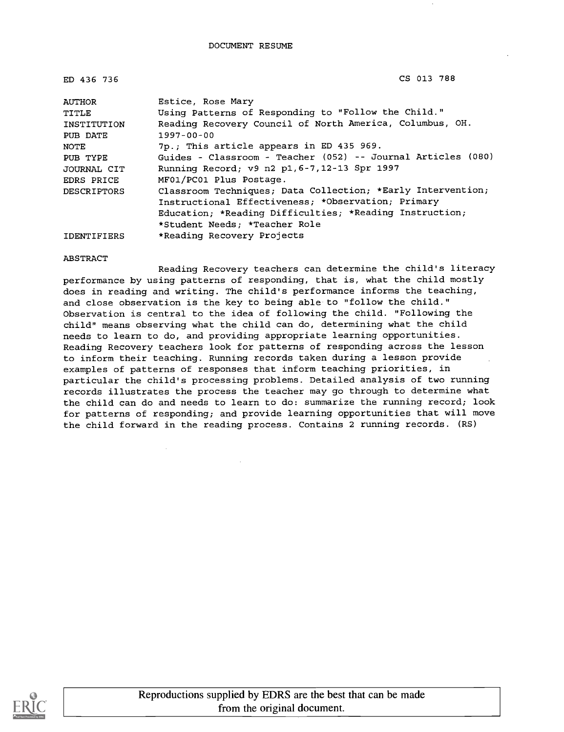# DOCUMENT RESUME

| | |
|---|---|
| ED 436 736 | CS 013 788 |
| AUTHOR | Estice, Rose Mary |
| TITLE | Using Patterns of Responding to "Follow the Child." |
| INSTITUTION | Reading Recovery Council of North America, Columbus, OH. |
| PUB DATE | 1997-00-00 |
| NOTE | 7p.; This article appears in ED 435 969. |
| PUB TYPE | Guides - Classroom - Teacher (052) -- Journal Articles (080) |
| JOURNAL CIT | Running Record; v9 n2 p1,6-7,12-13 Spr 1997 |
| EDRS PRICE | MF01/PC01 Plus Postage. |
| DESCRIPTORS | Classroom Techniques; Data Collection; *Early Intervention; Instructional Effectiveness; *Observation; Primary Education; *Reading Difficulties; *Reading Instruction; *Student Needs; *Teacher Role |
| IDENTIFIERS | *Reading Recovery Projects |

## ABSTRACT

Reading Recovery teachers can determine the child's literacy performance by using patterns of responding, that is, what the child mostly does in reading and writing. The child's performance informs the teaching, and close observation is the key to being able to "follow the child." Observation is central to the idea of following the child. "Following the child" means observing what the child can do, determining what the child needs to learn to do, and providing appropriate learning opportunities. Reading Recovery teachers look for patterns of responding across the lesson to inform their teaching. Running records taken during a lesson provide examples of patterns of responses that inform teaching priorities, in particular the child's processing problems. Detailed analysis of two running records illustrates the process the teacher may go through to determine what the child can do and needs to learn to do: summarize the running record; look for patterns of responding; and provide learning opportunities that will move the child forward in the reading process. Contains 2 running records. (RS)

Reproductions supplied by EDRS are the best that can be made from the original document.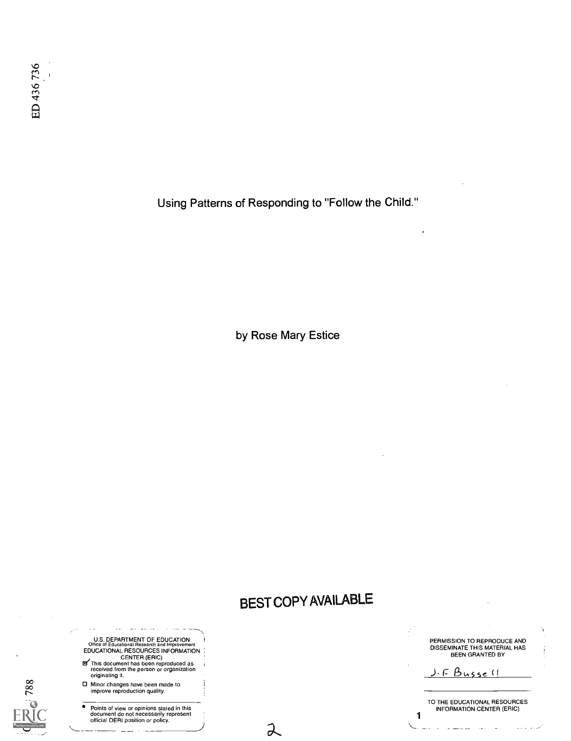ED 436 736

# Using Patterns of Responding to "Follow the Child."

by Rose Mary Estice

BEST COPY AVAILABLE

U.S. DEPARTMENT OF EDUCATION
Office of Educational Research and Improvement
EDUCATIONAL RESOURCES INFORMATION CENTER (ERIC)

- ☑ This document has been reproduced as received from the person or organization originating it.
- ☐ Minor changes have been made to improve reproduction quality.

- Points of view or opinions stated in this document do not necessarily represent official OERI position or policy.

PERMISSION TO REPRODUCE AND DISSEMINATE THIS MATERIAL HAS BEEN GRANTED BY

J. F. Bussell

TO THE EDUCATIONAL RESOURCES INFORMATION CENTER (ERIC)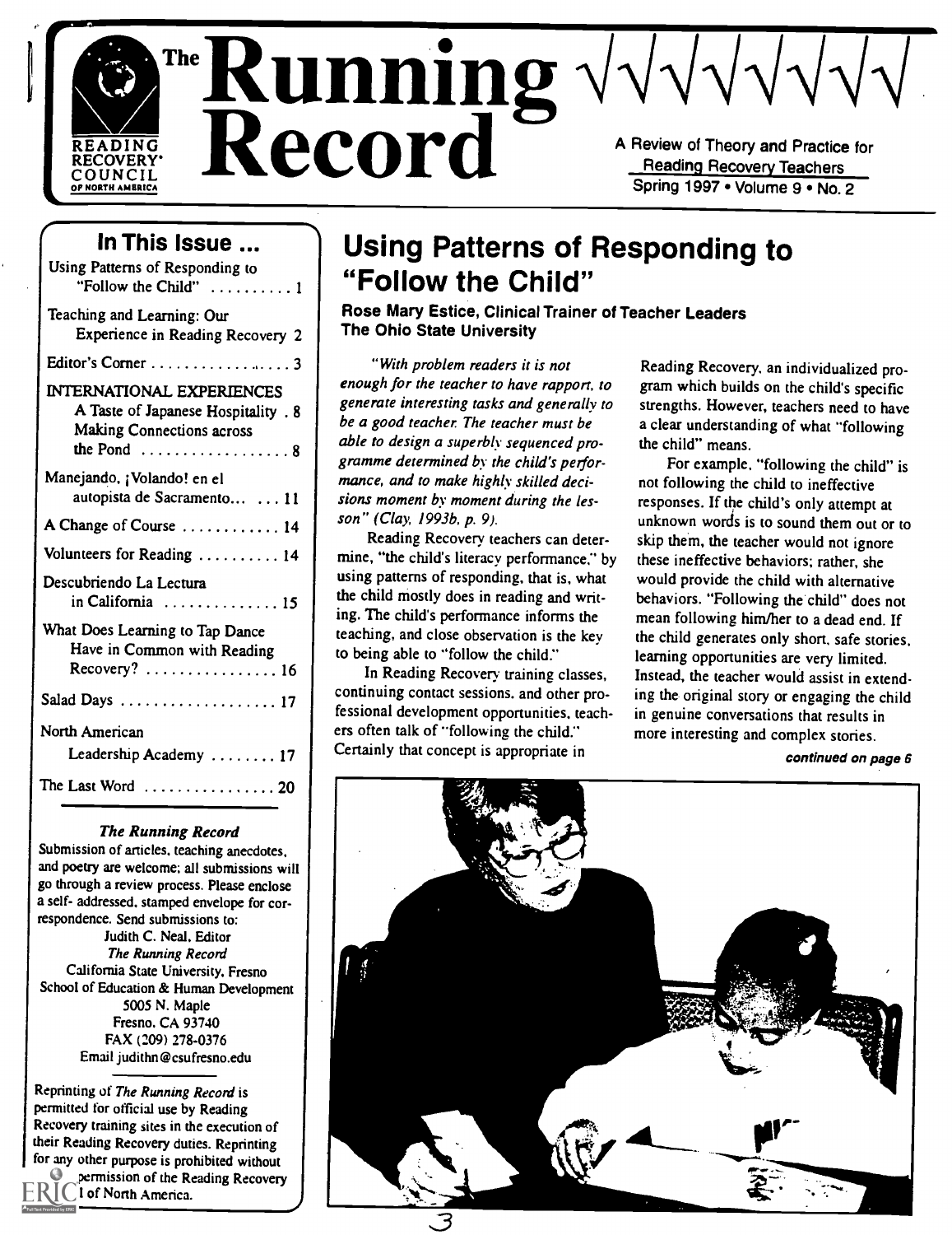# The Running Record

**READING RECOVERY COUNCIL OF NORTH AMERICA**

A Review of Theory and Practice for Reading Recovery Teachers

Spring 1997 • Volume 9 • No. 2

## In This Issue ...

Using Patterns of Responding to "Follow the Child" .......... 1

Teaching and Learning: Our Experience in Reading Recovery 2

Editor's Corner .................. 3

INTERNATIONAL EXPERIENCES

A Taste of Japanese Hospitality . 8

Making Connections across the Pond .................. 8

Manejando, ¡Volando! en el autopista de Sacramento... ... 11

A Change of Course ............ 14

Volunteers for Reading .......... 14

Descubriendo La Lectura in California .............. 15

What Does Learning to Tap Dance Have in Common with Reading Recovery? ................ 16

Salad Days .................... 17

North American Leadership Academy ........ 17

The Last Word ................ 20

### *The Running Record*

Submission of articles, teaching anecdotes, and poetry are welcome; all submissions will go through a review process. Please enclose a self- addressed, stamped envelope for correspondence. Send submissions to:

Judith C. Neal, Editor
*The Running Record*
California State University, Fresno
School of Education & Human Development
5005 N. Maple
Fresno, CA 93740
FAX (209) 278-0376
Email judithn@csufresno.edu

Reprinting of *The Running Record* is permitted for official use by Reading Recovery training sites in the execution of their Reading Recovery duties. Reprinting for any other purpose is prohibited without permission of the Reading Recovery Council of North America.

# Using Patterns of Responding to "Follow the Child"

**Rose Mary Estice, Clinical Trainer of Teacher Leaders**
**The Ohio State University**

*"With problem readers it is not enough for the teacher to have rapport, to generate interesting tasks and generally to be a good teacher. The teacher must be able to design a superbly sequenced programme determined by the child's performance, and to make highly skilled decisions moment by moment during the lesson" (Clay, 1993b, p. 9).*

Reading Recovery teachers can determine, "the child's literacy performance," by using patterns of responding, that is, what the child mostly does in reading and writing. The child's performance informs the teaching, and close observation is the key to being able to "follow the child."

In Reading Recovery training classes, continuing contact sessions, and other professional development opportunities, teachers often talk of "following the child." Certainly that concept is appropriate in Reading Recovery, an individualized program which builds on the child's specific strengths. However, teachers need to have a clear understanding of what "following the child" means.

For example, "following the child" is not following the child to ineffective responses. If the child's only attempt at unknown words is to sound them out or to skip them, the teacher would not ignore these ineffective behaviors; rather, she would provide the child with alternative behaviors. "Following the child" does not mean following him/her to a dead end. If the child generates only short, safe stories, learning opportunities are very limited. Instead, the teacher would assist in extending the original story or engaging the child in genuine conversations that results in more interesting and complex stories.

*continued on page 6*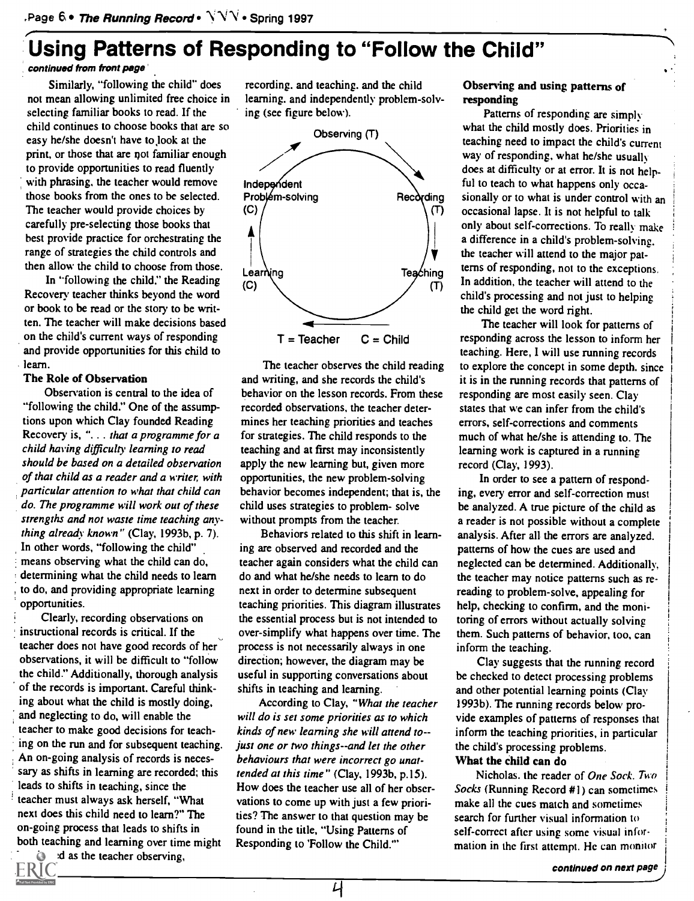# Using Patterns of Responding to "Follow the Child"

*continued from front page*

Similarly, "following the child" does not mean allowing unlimited free choice in selecting familiar books to read. If the child continues to choose books that are so easy he/she doesn't have to look at the print, or those that are not familiar enough to provide opportunities to read fluently with phrasing, the teacher would remove those books from the ones to be selected. The teacher would provide choices by carefully pre-selecting those books that best provide practice for orchestrating the range of strategies the child controls and then allow the child to choose from those.

In "following the child," the Reading Recovery teacher thinks beyond the word or book to be read or the story to be written. The teacher will make decisions based on the child's current ways of responding and provide opportunities for this child to learn.

**The Role of Observation**

Observation is central to the idea of "following the child." One of the assumptions upon which Clay founded Reading Recovery is, "*. . . that a programme for a child having difficulty learning to read should be based on a detailed observation of that child as a reader and a writer, with particular attention to what that child can do. The programme will work out of these strengths and not waste time teaching anything already known*" (Clay, 1993b, p. 7). In other words, "following the child" means observing what the child can do, determining what the child needs to learn to do, and providing appropriate learning opportunities.

Clearly, recording observations on instructional records is critical. If the teacher does not have good records of her observations, it will be difficult to "follow the child." Additionally, thorough analysis of the records is important. Careful thinking about what the child is mostly doing, and neglecting to do, will enable the teacher to make good decisions for teaching on the run and for subsequent teaching. An on-going analysis of records is necessary as shifts in learning are recorded; this leads to shifts in teaching, since the teacher must always ask herself, "What next does this child need to learn?" The on-going process that leads to shifts in both teaching and learning over time might [...]d as the teacher observing, recording, and teaching, and the child learning, and independently problem-solving (see figure below).

Observing (T) → Recording (T) → Teaching (T) → Learning (C) → Independent Problem-solving (C) → Observing (T)

T = Teacher   C = Child

The teacher observes the child reading and writing, and she records the child's behavior on the lesson records. From these recorded observations, the teacher determines her teaching priorities and teaches for strategies. The child responds to the teaching and at first may inconsistently apply the new learning but, given more opportunities, the new problem-solving behavior becomes independent; that is, the child uses strategies to problem- solve without prompts from the teacher.

Behaviors related to this shift in learning are observed and recorded and the teacher again considers what the child can do and what he/she needs to learn to do next in order to determine subsequent teaching priorities. This diagram illustrates the essential process but is not intended to over-simplify what happens over time. The process is not necessarily always in one direction; however, the diagram may be useful in supporting conversations about shifts in teaching and learning.

According to Clay, "*What the teacher will do is set some priorities as to which kinds of new learning she will attend to--just one or two things--and let the other behaviours that were incorrect go unattended at this time*" (Clay, 1993b, p.15). How does the teacher use all of her observations to come up with just a few priorities? The answer to that question may be found in the title, "Using Patterns of Responding to 'Follow the Child.'"

**Observing and using patterns of responding**

Patterns of responding are simply what the child mostly does. Priorities in teaching need to impact the child's current way of responding, what he/she usually does at difficulty or at error. It is not helpful to teach to what happens only occasionally or to what is under control with an occasional lapse. It is not helpful to talk only about self-corrections. To really make a difference in a child's problem-solving, the teacher will attend to the major patterns of responding, not to the exceptions. In addition, the teacher will attend to the child's processing and not just to helping the child get the word right.

The teacher will look for patterns of responding across the lesson to inform her teaching. Here, I will use running records to explore the concept in some depth, since it is in the running records that patterns of responding are most easily seen. Clay states that we can infer from the child's errors, self-corrections and comments much of what he/she is attending to. The learning work is captured in a running record (Clay, 1993).

In order to see a pattern of responding, every error and self-correction must be analyzed. A true picture of the child as a reader is not possible without a complete analysis. After all the errors are analyzed, patterns of how the cues are used and neglected can be determined. Additionally, the teacher may notice patterns such as rereading to problem-solve, appealing for help, checking to confirm, and the monitoring of errors without actually solving them. Such patterns of behavior, too, can inform the teaching.

Clay suggests that the running record be checked to detect processing problems and other potential learning points (Clay 1993b). The running records below provide examples of patterns of responses that inform the teaching priorities, in particular the child's processing problems.

**What the child can do**

Nicholas, the reader of *One Sock, Two Socks* (Running Record #1) can sometimes make all the cues match and sometimes search for further visual information to self-correct after using some visual information in the first attempt. He can monitor

*continued on next page*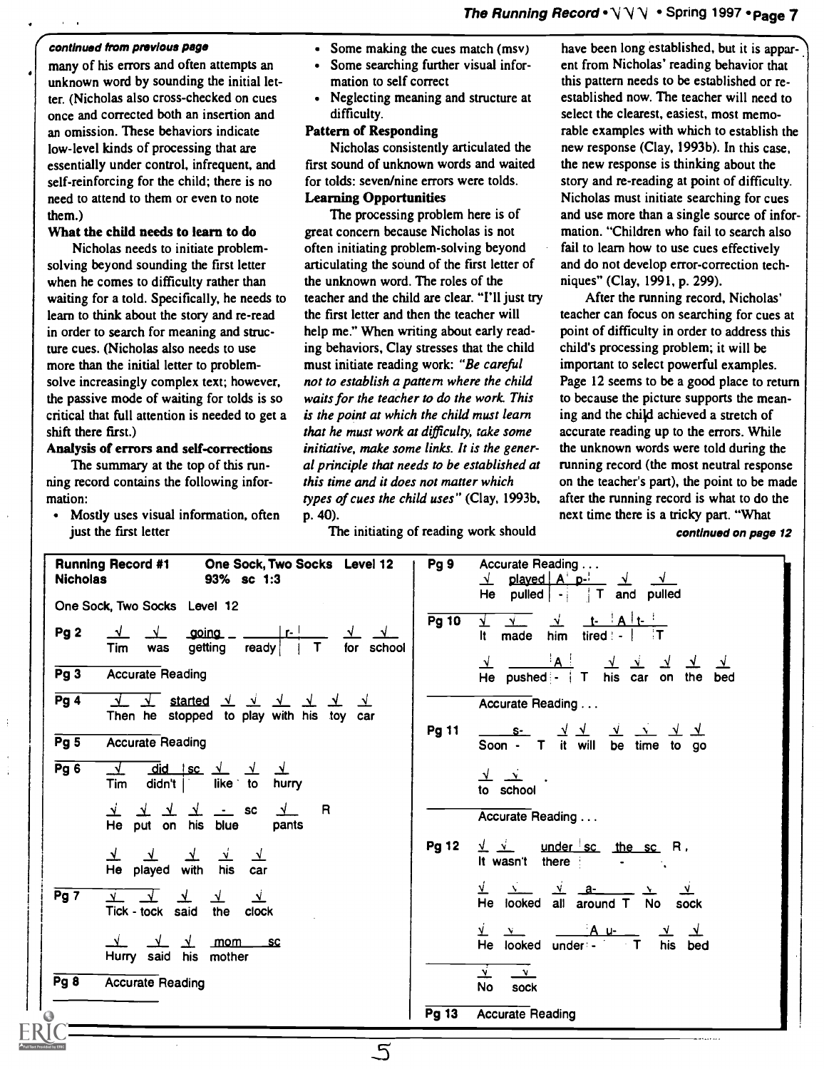*continued from previous page*

many of his errors and often attempts an unknown word by sounding the initial letter. (Nicholas also cross-checked on cues once and corrected both an insertion and an omission. These behaviors indicate low-level kinds of processing that are essentially under control, infrequent, and self-reinforcing for the child; there is no need to attend to them or even to note them.)

**What the child needs to learn to do**

Nicholas needs to initiate problem-solving beyond sounding the first letter when he comes to difficulty rather than waiting for a told. Specifically, he needs to learn to think about the story and re-read in order to search for meaning and structure cues. (Nicholas also needs to use more than the initial letter to problem-solve increasingly complex text; however, the passive mode of waiting for tolds is so critical that full attention is needed to get a shift there first.)

**Analysis of errors and self-corrections**

The summary at the top of this running record contains the following information:

- Mostly uses visual information, often just the first letter
- Some making the cues match (msv)
- Some searching further visual information to self correct
- Neglecting meaning and structure at difficulty.

**Pattern of Responding**

Nicholas consistently articulated the first sound of unknown words and waited for tolds: seven/nine errors were tolds.

**Learning Opportunities**

The processing problem here is of great concern because Nicholas is not often initiating problem-solving beyond articulating the sound of the first letter of the unknown word. The roles of the teacher and the child are clear. "I'll just try the first letter and then the teacher will help me." When writing about early reading behaviors, Clay stresses that the child must initiate reading work: *"Be careful not to establish a pattern where the child waits for the teacher to do the work. This is the point at which the child must learn that he must work at difficulty, take some initiative, make some links. It is the general principle that needs to be established at this time and it does not matter which types of cues the child uses"* (Clay, 1993b, p. 40).

The initiating of reading work should have been long established, but it is apparent from Nicholas' reading behavior that this pattern needs to be established or re-established now. The teacher will need to select the clearest, easiest, most memorable examples with which to establish the new response (Clay, 1993b). In this case, the new response is thinking about the story and re-reading at point of difficulty. Nicholas must initiate searching for cues and use more than a single source of information. "Children who fail to search also fail to learn how to use cues effectively and do not develop error-correction techniques" (Clay, 1991, p. 299).

After the running record, Nicholas' teacher can focus on searching for cues at point of difficulty in order to address this child's processing problem; it will be important to select powerful examples. Page 12 seems to be a good place to return to because the picture supports the meaning and the child achieved a stretch of accurate reading up to the errors. While the unknown words were told during the running record (the most neutral response on the teacher's part), the point to be made after the running record is what to do the next time there is a tricky part. "What

*continued on page 12*

---

**Running Record #1** — Nicholas — **One Sock, Two Socks Level 12** — 93% sc 1:3

One Sock, Two Socks Level 12

**Pg 2**
✓ ✓ going r- ✓ ✓
Tim was getting ready T for school

**Pg 3** Accurate Reading

**Pg 4**
✓ ✓ started ✓ ✓ ✓ ✓ ✓ ✓
Then he stopped to play with his toy car

**Pg 5** Accurate Reading

**Pg 6**
✓ did sc ✓ ✓ ✓
Tim didn't like to hurry

✓ ✓ ✓ ✓ - sc ✓ R
He put on his blue pants

✓ ✓ ✓ ✓ ✓
He played with his car

**Pg 7**
✓ ✓ ✓ ✓ ✓
Tick - tock said the clock

✓ ✓ ✓ mom sc
Hurry said his mother

**Pg 8** Accurate Reading

**Pg 9** Accurate Reading . . .
✓ played A p- ✓ ✓
He pulled - T and pulled

**Pg 10**
✓ ✓ ✓ t- A t-
It made him tired - T

✓ A ✓ ✓ ✓ ✓ ✓
He pushed - T his car on the bed

Accurate Reading . . .

**Pg 11**
s- ✓ ✓ ✓ ✓ ✓ ✓
Soon - T it will be time to go

✓ ✓
to school

Accurate Reading . . .

**Pg 12**
✓ ✓ under sc the sc R
It wasn't there - 

✓ ✓ ✓ a- ✓ ✓
He looked all around T No sock

✓ ✓ A u- ✓ ✓
He looked under - T his bed

✓ ✓
No sock

**Pg 13** Accurate Reading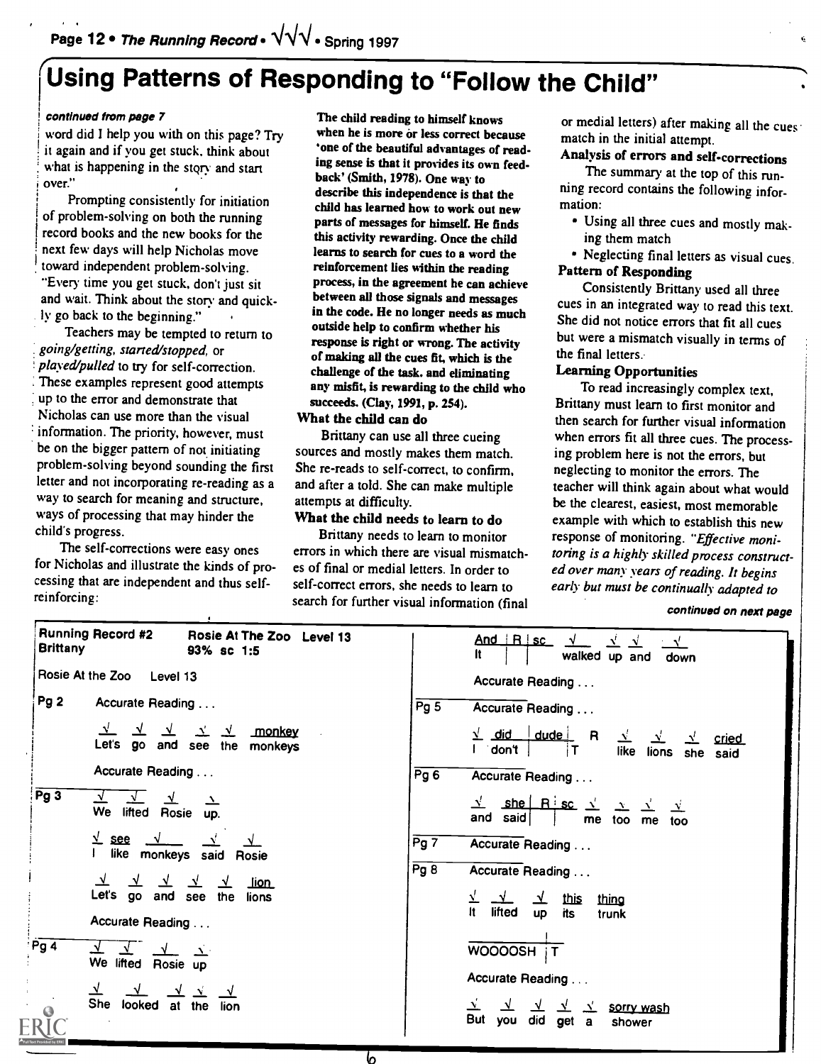# Using Patterns of Responding to "Follow the Child"

*continued from page 7*

word did I help you with on this page? Try it again and if you get stuck, think about what is happening in the story and start over."

Prompting consistently for initiation of problem-solving on both the running record books and the new books for the next few days will help Nicholas move toward independent problem-solving. "Every time you get stuck, don't just sit and wait. Think about the story and quickly go back to the beginning."

Teachers may be tempted to return to *going/getting, started/stopped*, or *played/pulled* to try for self-correction. These examples represent good attempts up to the error and demonstrate that Nicholas can use more than the visual information. The priority, however, must be on the bigger pattern of not initiating problem-solving beyond sounding the first letter and not incorporating re-reading as a way to search for meaning and structure, ways of processing that may hinder the child's progress.

The self-corrections were easy ones for Nicholas and illustrate the kinds of processing that are independent and thus self-reinforcing:

**The child reading to himself knows when he is more or less correct because 'one of the beautiful advantages of reading sense is that it provides its own feedback' (Smith, 1978). One way to describe this independence is that the child has learned how to work out new parts of messages for himself. He finds this activity rewarding. Once the child learns to search for cues to a word the reinforcement lies within the reading process, in the agreement he can achieve between all those signals and messages in the code. He no longer needs as much outside help to confirm whether his response is right or wrong. The activity of making all the cues fit, which is the challenge of the task, and eliminating any misfit, is rewarding to the child who succeeds. (Clay, 1991, p. 254).**

**What the child can do**

Brittany can use all three cueing sources and mostly makes them match. She re-reads to self-correct, to confirm, and after a told. She can make multiple attempts at difficulty.

**What the child needs to learn to do**

Brittany needs to learn to monitor errors in which there are visual mismatches of final or medial letters. In order to self-correct errors, she needs to learn to search for further visual information (final or medial letters) after making all the cues match in the initial attempt.

**Analysis of errors and self-corrections**

The summary at the top of this running record contains the following information:

- Using all three cues and mostly making them match
- Neglecting final letters as visual cues.

**Pattern of Responding**

Consistently Brittany used all three cues in an integrated way to read this text. She did not notice errors that fit all cues but were a mismatch visually in terms of the final letters.

**Learning Opportunities**

To read increasingly complex text, Brittany must learn to first monitor and then search for further visual information when errors fit all three cues. The processing problem here is not the errors, but neglecting to monitor the errors. The teacher will think again about what would be the clearest, easiest, most memorable example with which to establish this new response of monitoring. *"Effective monitoring is a highly skilled process constructed over many years of reading. It begins early but must be continually adapted to*

*continued on next page*

---

**Running Record #2** — Brittany — Rosie At The Zoo Level 13 — 93% sc 1:5

Rosie At the Zoo Level 13

**Pg 2**

Accurate Reading . . .

| √ | √ | √ | √ | √ | monkey |
|---|---|---|---|---|---|
| Let's | go | and | see | the | monkeys |

Accurate Reading . . .

**Pg 3**

| √ | √ | √ | √ |
|---|---|---|---|
| We | lifted | Rosie | up. |

| √ | see | √ | √ | √ |
|---|---|---|---|---|
| I | like | monkeys | said | Rosie |

| √ | √ | √ | √ | √ | lion |
|---|---|---|---|---|---|
| Let's | go | and | see | the | lions |

Accurate Reading . . .

**Pg 4**

| √ | √ | √ | √ |
|---|---|---|---|
| We | lifted | Rosie | up |

| √ | √ | √ | √ | √ |
|---|---|---|---|---|
| She | looked | at | the | lion |

| And | R | sc | √ | √ | √ | √ |
|---|---|---|---|---|---|---|
| It | | | walked | up | and | down |

Accurate Reading . . .

**Pg 5**

Accurate Reading . . .

| √ | did | dude | R | √ | √ | √ | cried |
|---|---|---|---|---|---|---|---|
| I | don't | | T | like | lions | she | said |

**Pg 6**

Accurate Reading . . .

| √ | she | R | sc | √ | √ | √ | √ |
|---|---|---|---|---|---|---|---|
| and | said | | | me | too | me | too |

**Pg 7**

Accurate Reading . . .

**Pg 8**

Accurate Reading . . .

| √ | √ | √ | this | thing |
|---|---|---|---|---|
| It | lifted | up | its | trunk |

| |
|---|
| WOOOOSH T |

Accurate Reading . . .

| √ | √ | √ | √ | √ | sorry wash |
|---|---|---|---|---|---|
| But | you | did | get | a | shower |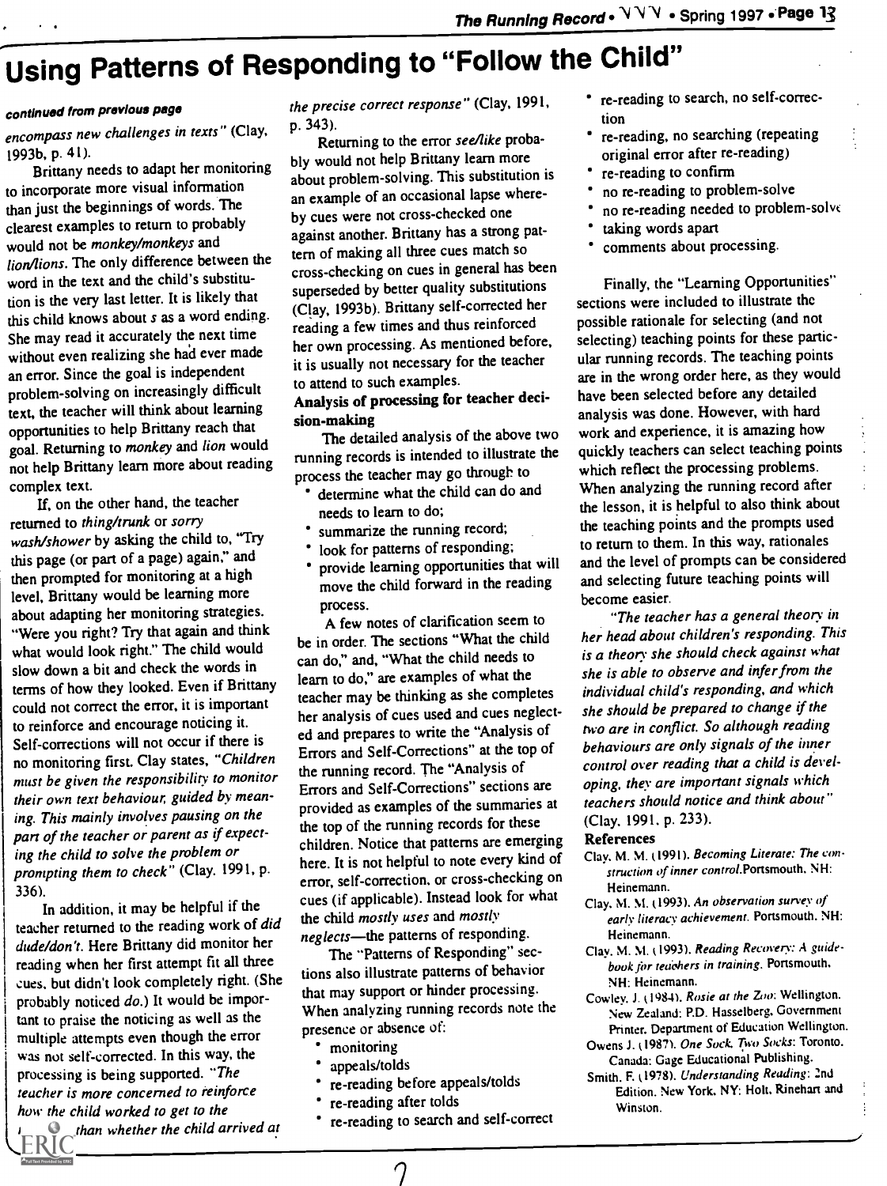# Using Patterns of Responding to "Follow the Child"

*continued from previous page*

*encompass new challenges in texts"* (Clay, 1993b, p. 41).

Brittany needs to adapt her monitoring to incorporate more visual information than just the beginnings of words. The clearest examples to return to probably would not be *monkey/monkeys* and *lion/lions*. The only difference between the word in the text and the child's substitution is the very last letter. It is likely that this child knows about *s* as a word ending. She may read it accurately the next time without even realizing she had ever made an error. Since the goal is independent problem-solving on increasingly difficult text, the teacher will think about learning opportunities to help Brittany reach that goal. Returning to *monkey* and *lion* would not help Brittany learn more about reading complex text.

If, on the other hand, the teacher returned to *thing/trunk* or *sorry wash/shower* by asking the child to, "Try this page (or part of a page) again," and then prompted for monitoring at a high level, Brittany would be learning more about adapting her monitoring strategies. "Were you right? Try that again and think what would look right." The child would slow down a bit and check the words in terms of how they looked. Even if Brittany could not correct the error, it is important to reinforce and encourage noticing it. Self-corrections will not occur if there is no monitoring first. Clay states, *"Children must be given the responsibility to monitor their own text behaviour, guided by meaning. This mainly involves pausing on the part of the teacher or parent as if expecting the child to solve the problem or prompting them to check"* (Clay. 1991, p. 336).

In addition, it may be helpful if the teacher returned to the reading work of *did dude/don't*. Here Brittany did monitor her reading when her first attempt fit all three cues, but didn't look completely right. (She probably noticed *do*.) It would be important to praise the noticing as well as the multiple attempts even though the error was not self-corrected. In this way, the processing is being supported. *"The teacher is more concerned to reinforce how the child worked to get to the ... than whether the child arrived at the precise correct response"* (Clay, 1991, p. 343).

Returning to the error *see/like* probably would not help Brittany learn more about problem-solving. This substitution is an example of an occasional lapse whereby cues were not cross-checked one against another. Brittany has a strong pattern of making all three cues match so cross-checking on cues in general has been superseded by better quality substitutions (Clay, 1993b). Brittany self-corrected her reading a few times and thus reinforced her own processing. As mentioned before, it is usually not necessary for the teacher to attend to such examples.

**Analysis of processing for teacher decision-making**

The detailed analysis of the above two running records is intended to illustrate the process the teacher may go through to

- determine what the child can do and needs to learn to do;
- summarize the running record;
- look for patterns of responding;
- provide learning opportunities that will move the child forward in the reading process.

A few notes of clarification seem to be in order. The sections "What the child can do," and, "What the child needs to learn to do," are examples of what the teacher may be thinking as she completes her analysis of cues used and cues neglected and prepares to write the "Analysis of Errors and Self-Corrections" at the top of the running record. The "Analysis of Errors and Self-Corrections" sections are provided as examples of the summaries at the top of the running records for these children. Notice that patterns are emerging here. It is not helpful to note every kind of error, self-correction, or cross-checking on cues (if applicable). Instead look for what the child *mostly uses* and *mostly neglects*—the patterns of responding.

The "Patterns of Responding" sections also illustrate patterns of behavior that may support or hinder processing. When analyzing running records note the presence or absence of:

- monitoring
- appeals/tolds
- re-reading before appeals/tolds
- re-reading after tolds
- re-reading to search and self-correct
- re-reading to search, no self-correction
- re-reading, no searching (repeating original error after re-reading)
- re-reading to confirm
- no re-reading to problem-solve
- no re-reading needed to problem-solve
- taking words apart
- comments about processing.

Finally, the "Learning Opportunities" sections were included to illustrate the possible rationale for selecting (and not selecting) teaching points for these particular running records. The teaching points are in the wrong order here, as they would have been selected before any detailed analysis was done. However, with hard work and experience, it is amazing how quickly teachers can select teaching points which reflect the processing problems. When analyzing the running record after the lesson, it is helpful to also think about the teaching points and the prompts used to return to them. In this way, rationales and the level of prompts can be considered and selecting future teaching points will become easier.

*"The teacher has a general theory in her head about children's responding. This is a theory she should check against what she is able to observe and infer from the individual child's responding, and which she should be prepared to change if the two are in conflict. So although reading behaviours are only signals of the inner control over reading that a child is developing, they are important signals which teachers should notice and think about"* (Clay, 1991, p. 233).

**References**

Clay, M. M. (1991). *Becoming Literate: The construction of inner control*. Portsmouth, NH: Heinemann.

Clay, M. M. (1993). *An observation survey of early literacy achievement*. Portsmouth, NH: Heinemann.

Clay, M. M. (1993). *Reading Recovery: A guidebook for teachers in training*. Portsmouth, NH: Heinemann.

Cowley, J. (1984). *Rosie at the Zoo*: Wellington. New Zealand: P.D. Hasselberg, Government Printer, Department of Education Wellington.

Owens J. (1987). *One Sock, Two Socks*: Toronto. Canada: Gage Educational Publishing.

Smith, F. (1978). *Understanding Reading*: 2nd Edition. New York, NY: Holt, Rinehart and Winston.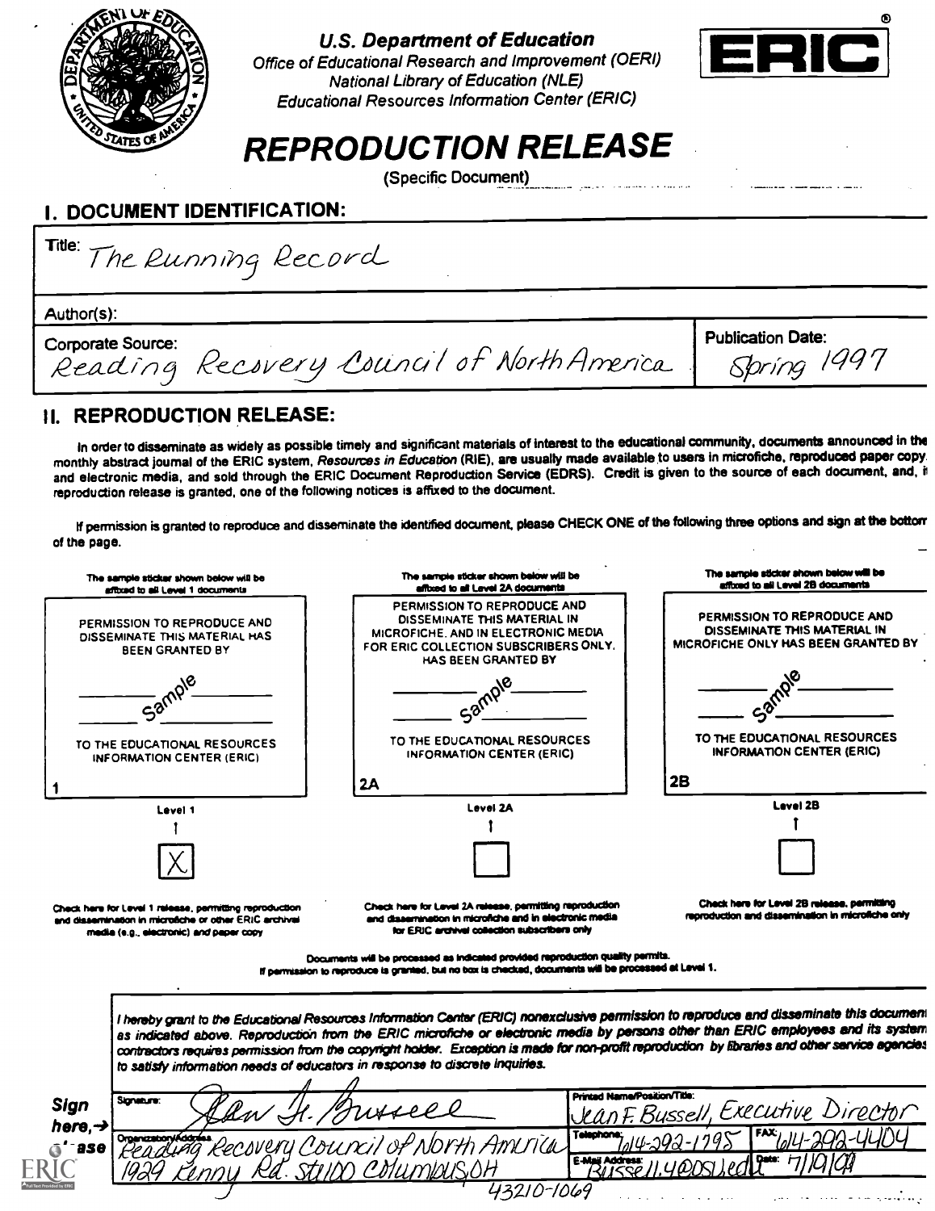U.S. Department of Education
Office of Educational Research and Improvement (OERI)
National Library of Education (NLE)
Educational Resources Information Center (ERIC)

ERIC®

# REPRODUCTION RELEASE

(Specific Document)

## I. DOCUMENT IDENTIFICATION:

Title: The Running Record

Author(s):

Corporate Source: Reading Recovery Council of North America

Publication Date: Spring 1997

## II. REPRODUCTION RELEASE:

In order to disseminate as widely as possible timely and significant materials of interest to the educational community, documents announced in the monthly abstract journal of the ERIC system, *Resources in Education* (RIE), are usually made available to users in microfiche, reproduced paper copy, and electronic media, and sold through the ERIC Document Reproduction Service (EDRS). Credit is given to the source of each document, and, if reproduction release is granted, one of the following notices is affixed to the document.

If permission is granted to reproduce and disseminate the identified document, please CHECK ONE of the following three options and sign at the bottom of the page.

| The sample sticker shown below will be affixed to all Level 1 documents | The sample sticker shown below will be affixed to all Level 2A documents | The sample sticker shown below will be affixed to all Level 2B documents |
|---|---|---|
| PERMISSION TO REPRODUCE AND DISSEMINATE THIS MATERIAL HAS BEEN GRANTED BY<br>Sample<br>TO THE EDUCATIONAL RESOURCES INFORMATION CENTER (ERIC) | PERMISSION TO REPRODUCE AND DISSEMINATE THIS MATERIAL IN MICROFICHE, AND IN ELECTRONIC MEDIA FOR ERIC COLLECTION SUBSCRIBERS ONLY, HAS BEEN GRANTED BY<br>Sample<br>TO THE EDUCATIONAL RESOURCES INFORMATION CENTER (ERIC) | PERMISSION TO REPRODUCE AND DISSEMINATE THIS MATERIAL IN MICROFICHE ONLY HAS BEEN GRANTED BY<br>Sample<br>TO THE EDUCATIONAL RESOURCES INFORMATION CENTER (ERIC) |
| 1 | 2A | 2B |
| Level 1 | Level 2A | Level 2B |
| [X] | [ ] | [ ] |
| Check here for Level 1 release, permitting reproduction and dissemination in microfiche or other ERIC archival media (e.g., electronic) and paper copy | Check here for Level 2A release, permitting reproduction and dissemination in microfiche and in electronic media for ERIC archival collection subscribers only | Check here for Level 2B release, permitting reproduction and dissemination in microfiche only |

Documents will be processed as indicated provided reproduction quality permits.
If permission to reproduce is granted, but no box is checked, documents will be processed at Level 1.

*I hereby grant to the Educational Resources Information Center (ERIC) nonexclusive permission to reproduce and disseminate this document as indicated above. Reproduction from the ERIC microfiche or electronic media by persons other than ERIC employees and its system contractors requires permission from the copyright holder. Exception is made for non-profit reproduction by libraries and other service agencies to satisfy information needs of educators in response to discrete inquiries.*

Sign here, → please

| | |
|---|---|
| Signature: Jean F. Bussell | Printed Name/Position/Title: Jean F. Bussell, Executive Director |
| Organization/Address: Reading Recovery Council of North America 1929 Kenny Rd. Ste100 Columbus OH 43210-1069 | Telephone: 614-292-1795 FAX: 614-292-4404 |
| | E-Mail Address: Bussell.4@osu.edu Date: 7/19/99 |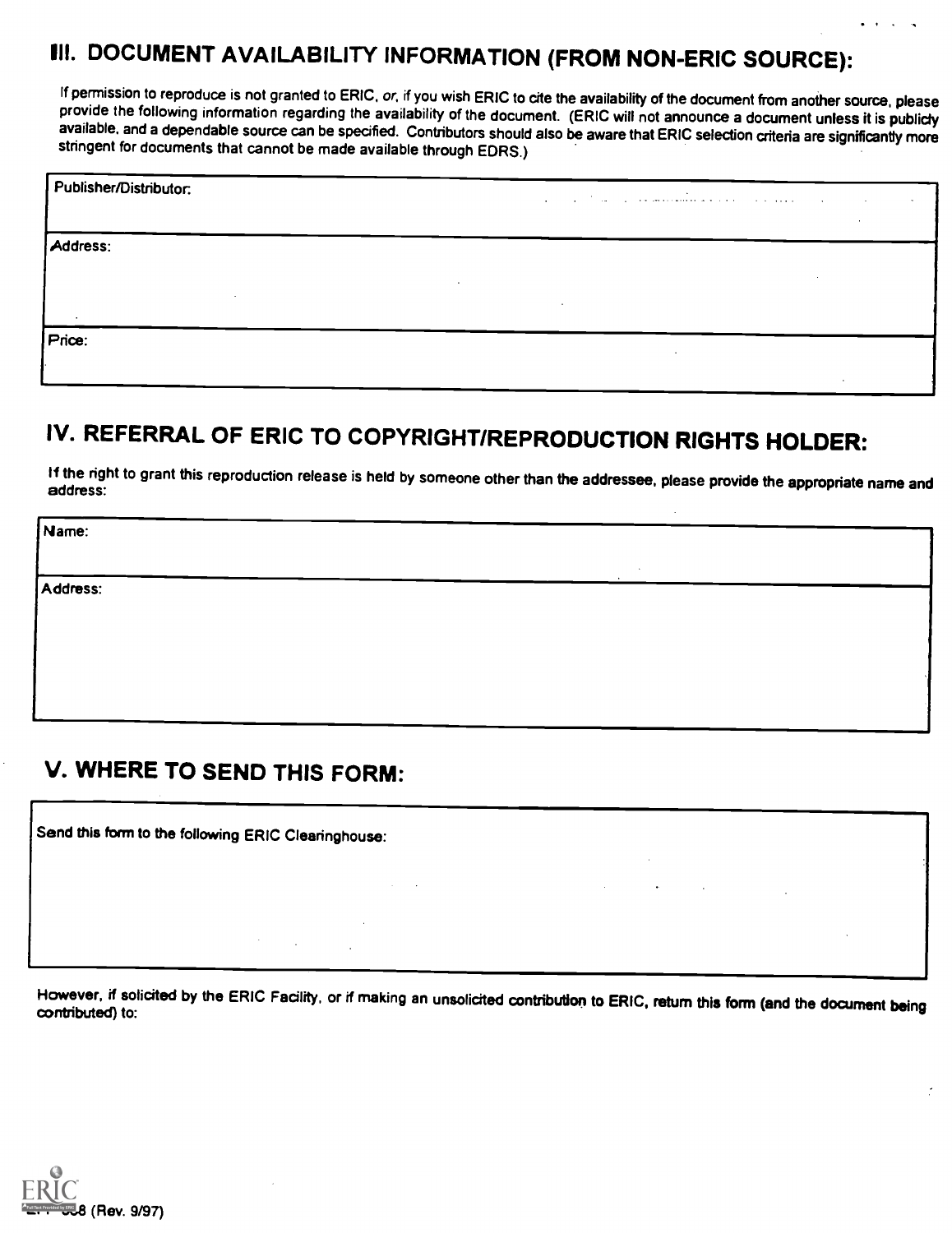## III. DOCUMENT AVAILABILITY INFORMATION (FROM NON-ERIC SOURCE):

If permission to reproduce is not granted to ERIC, *or*, if you wish ERIC to cite the availability of the document from another source, please provide the following information regarding the availability of the document. (ERIC will not announce a document unless it is publicly available, and a dependable source can be specified. Contributors should also be aware that ERIC selection criteria are significantly more stringent for documents that cannot be made available through EDRS.)

| |
|---|
| Publisher/Distributor: |
| Address: |
| Price: |

## IV. REFERRAL OF ERIC TO COPYRIGHT/REPRODUCTION RIGHTS HOLDER:

If the right to grant this reproduction release is held by someone other than the addressee, please provide the appropriate name and address:

| |
|---|
| Name: |
| Address: |

## V. WHERE TO SEND THIS FORM:

| |
|---|
| Send this form to the following ERIC Clearinghouse: |

However, if solicited by the ERIC Facility, or if making an unsolicited contribution to ERIC, return this form (and the document being contributed) to:

EFF-088 (Rev. 9/97)